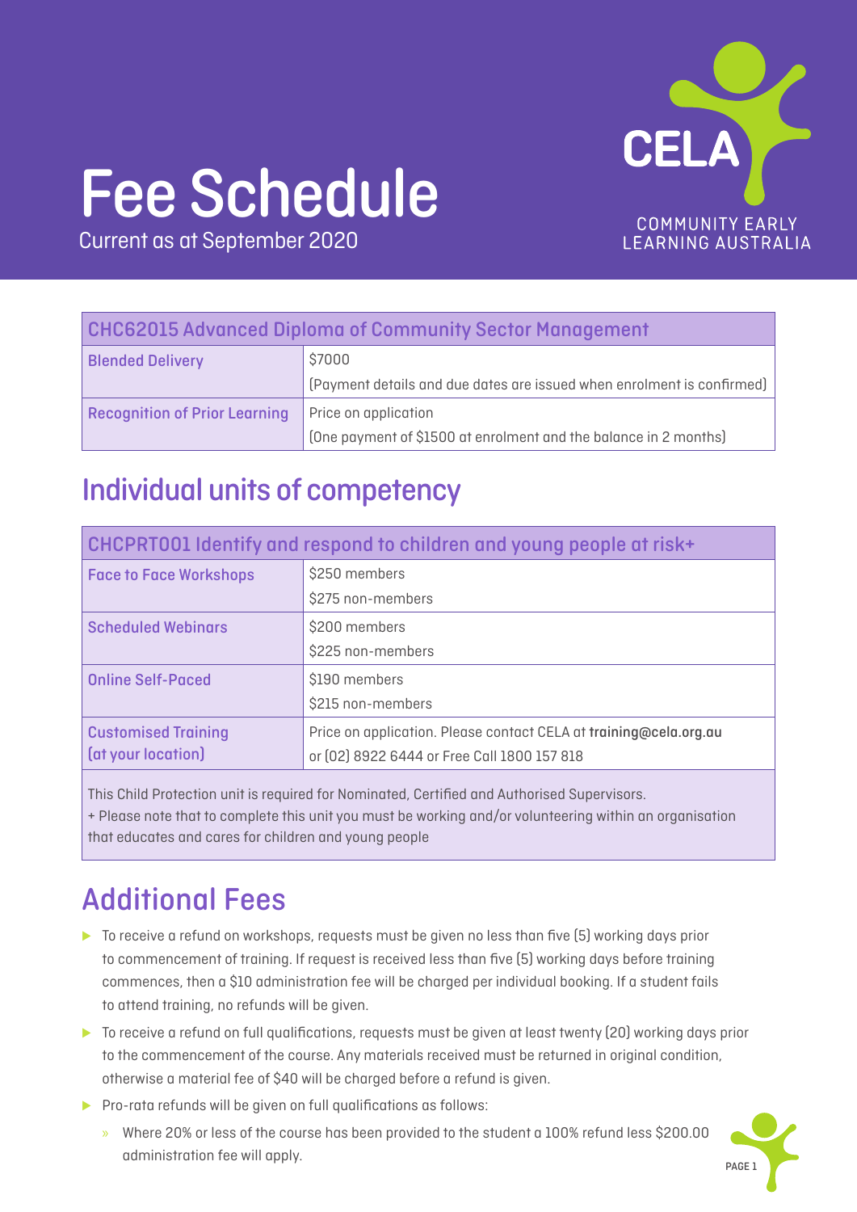# Fee Schedule

Current as at September 2020

CELA
COMMUNITY EARLY LEARNING AUSTRALIA

| CHC62015 Advanced Diploma of Community Sector Management | |
|---|---|
| Blended Delivery | $7000<br>(Payment details and due dates are issued when enrolment is confirmed) |
| Recognition of Prior Learning | Price on application<br>(One payment of $1500 at enrolment and the balance in 2 months) |

## Individual units of competency

| CHCPRT001 Identify and respond to children and young people at risk+ | |
|---|---|
| Face to Face Workshops | $250 members<br>$275 non-members |
| Scheduled Webinars | $200 members<br>$225 non-members |
| Online Self-Paced | $190 members<br>$215 non-members |
| Customised Training (at your location) | Price on application. Please contact CELA at **training@cela.org.au** or (02) 8922 6444 or Free Call 1800 157 818 |
| This Child Protection unit is required for Nominated, Certified and Authorised Supervisors.<br>+ Please note that to complete this unit you must be working and/or volunteering within an organisation that educates and cares for children and young people | |

## Additional Fees

- To receive a refund on workshops, requests must be given no less than five (5) working days prior to commencement of training. If request is received less than five (5) working days before training commences, then a $10 administration fee will be charged per individual booking. If a student fails to attend training, no refunds will be given.
- To receive a refund on full qualifications, requests must be given at least twenty (20) working days prior to the commencement of the course. Any materials received must be returned in original condition, otherwise a material fee of $40 will be charged before a refund is given.
- Pro-rata refunds will be given on full qualifications as follows:
  - Where 20% or less of the course has been provided to the student a 100% refund less $200.00 administration fee will apply.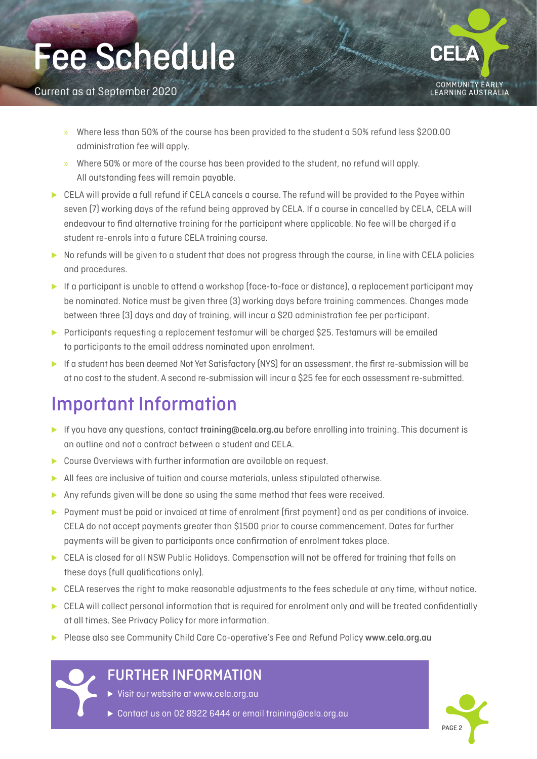# Fee Schedule

Current as at September 2020

CELA
COMMUNITY EARLY LEARNING AUSTRALIA

- Where less than 50% of the course has been provided to the student a 50% refund less $200.00 administration fee will apply.
- Where 50% or more of the course has been provided to the student, no refund will apply. All outstanding fees will remain payable.

- CELA will provide a full refund if CELA cancels a course. The refund will be provided to the Payee within seven (7) working days of the refund being approved by CELA. If a course in cancelled by CELA, CELA will endeavour to find alternative training for the participant where applicable. No fee will be charged if a student re-enrols into a future CELA training course.
- No refunds will be given to a student that does not progress through the course, in line with CELA policies and procedures.
- If a participant is unable to attend a workshop (face-to-face or distance), a replacement participant may be nominated. Notice must be given three (3) working days before training commences. Changes made between three (3) days and day of training, will incur a $20 administration fee per participant.
- Participants requesting a replacement testamur will be charged $25. Testamurs will be emailed to participants to the email address nominated upon enrolment.
- If a student has been deemed Not Yet Satisfactory (NYS) for an assessment, the first re-submission will be at no cost to the student. A second re-submission will incur a $25 fee for each assessment re-submitted.

## Important Information

- If you have any questions, contact **training@cela.org.au** before enrolling into training. This document is an outline and not a contract between a student and CELA.
- Course Overviews with further information are available on request.
- All fees are inclusive of tuition and course materials, unless stipulated otherwise.
- Any refunds given will be done so using the same method that fees were received.
- Payment must be paid or invoiced at time of enrolment (first payment) and as per conditions of invoice. CELA do not accept payments greater than $1500 prior to course commencement. Dates for further payments will be given to participants once confirmation of enrolment takes place.
- CELA is closed for all NSW Public Holidays. Compensation will not be offered for training that falls on these days (full qualifications only).
- CELA reserves the right to make reasonable adjustments to the fees schedule at any time, without notice.
- CELA will collect personal information that is required for enrolment only and will be treated confidentially at all times. See Privacy Policy for more information.
- Please also see Community Child Care Co-operative's Fee and Refund Policy **www.cela.org.au**

### FURTHER INFORMATION

- Visit our website at www.cela.org.au
- Contact us on 02 8922 6444 or email training@cela.org.au